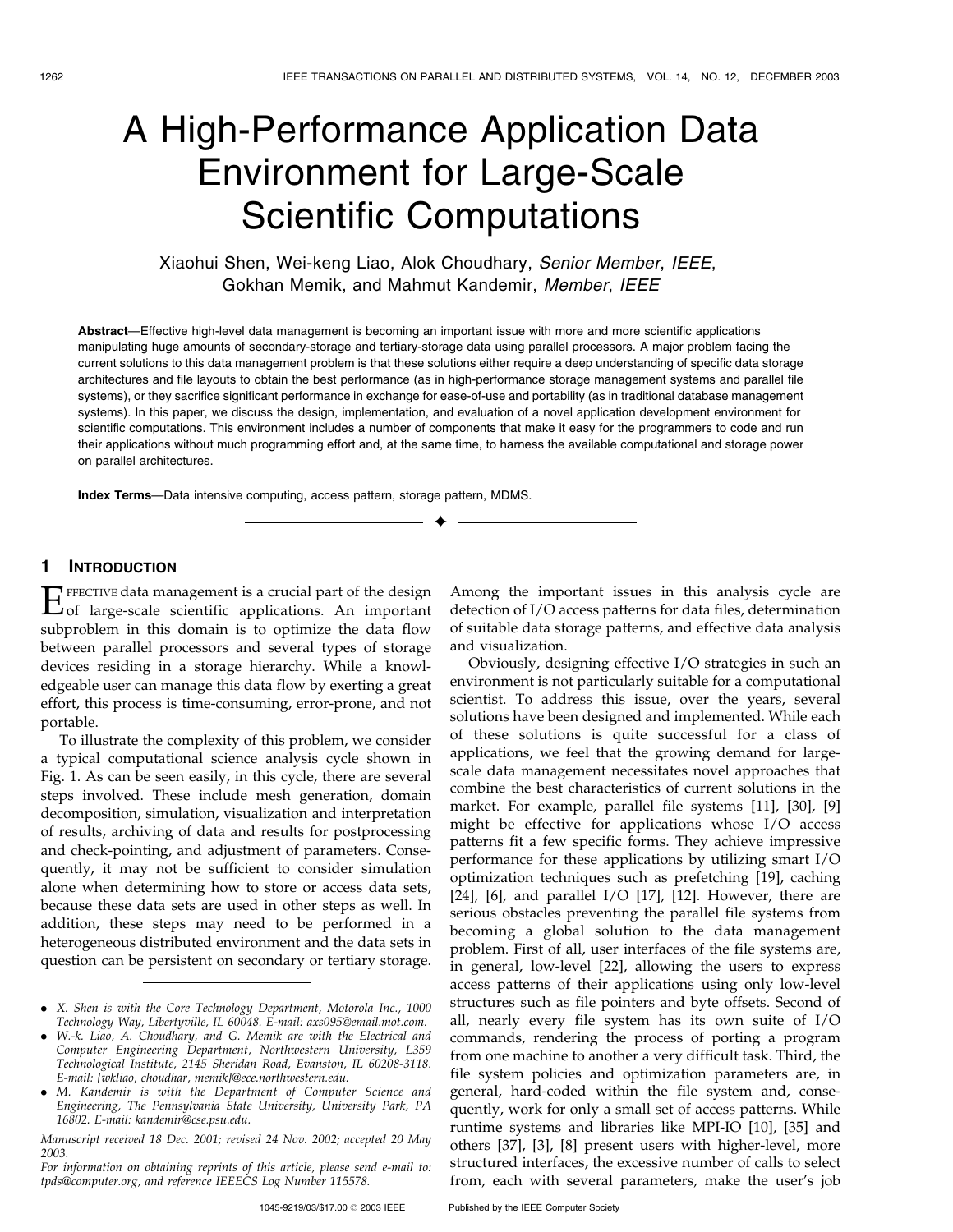# A High-Performance Application Data Environment for Large-Scale Scientific Computations

Xiaohui Shen, Wei-keng Liao, Alok Choudhary, *Senior Member*, *IEEE*, Gokhan Memik, and Mahmut Kandemir, *Member*, *IEEE*

**Abstract**—Effective high-level data management is becoming an important issue with more and more scientific applications manipulating huge amounts of secondary-storage and tertiary-storage data using parallel processors. A major problem facing the current solutions to this data management problem is that these solutions either require a deep understanding of specific data storage architectures and file layouts to obtain the best performance (as in high-performance storage management systems and parallel file systems), or they sacrifice significant performance in exchange for ease-of-use and portability (as in traditional database management systems). In this paper, we discuss the design, implementation, and evaluation of a novel application development environment for scientific computations. This environment includes a number of components that make it easy for the programmers to code and run their applications without much programming effort and, at the same time, to harness the available computational and storage power on parallel architectures.

**Index Terms**—Data intensive computing, access pattern, storage pattern, MDMS.

## 1 Introduction

Effective data management is a crucial part of the design of large-scale scientific applications. An important subproblem in this domain is to optimize the data flow between parallel processors and several types of storage devices residing in a storage hierarchy. While a knowledgeable user can manage this data flow by exerting a great effort, this process is time-consuming, error-prone, and not portable.

To illustrate the complexity of this problem, we consider a typical computational science analysis cycle shown in Fig. 1. As can be seen easily, in this cycle, there are several steps involved. These include mesh generation, domain decomposition, simulation, visualization and interpretation of results, archiving of data and results for postprocessing and check-pointing, and adjustment of parameters. Consequently, it may not be sufficient to consider simulation alone when determining how to store or access data sets, because these data sets are used in other steps as well. In addition, these steps may need to be performed in a heterogeneous distributed environment and the data sets in question can be persistent on secondary or tertiary storage. Among the important issues in this analysis cycle are detection of I/O access patterns for data files, determination of suitable data storage patterns, and effective data analysis and visualization.

Obviously, designing effective I/O strategies in such an environment is not particularly suitable for a computational scientist. To address this issue, over the years, several solutions have been designed and implemented. While each of these solutions is quite successful for a class of applications, we feel that the growing demand for large-scale data management necessitates novel approaches that combine the best characteristics of current solutions in the market. For example, parallel file systems [11], [30], [9] might be effective for applications whose I/O access patterns fit a few specific forms. They achieve impressive performance for these applications by utilizing smart I/O optimization techniques such as prefetching [19], caching [24], [6], and parallel I/O [17], [12]. However, there are serious obstacles preventing the parallel file systems from becoming a global solution to the data management problem. First of all, user interfaces of the file systems are, in general, low-level [22], allowing the users to express access patterns of their applications using only low-level structures such as file pointers and byte offsets. Second of all, nearly every file system has its own suite of I/O commands, rendering the process of porting a program from one machine to another a very difficult task. Third, the file system policies and optimization parameters are, in general, hard-coded within the file system and, consequently, work for only a small set of access patterns. While runtime systems and libraries like MPI-IO [10], [35] and others [37], [3], [8] present users with higher-level, more structured interfaces, the excessive number of calls to select from, each with several parameters, make the user's job

---

- X. Shen is with the Core Technology Department, Motorola Inc., 1000 Technology Way, Libertyville, IL 60048. E-mail: axs095@email.mot.com.
- W.-k. Liao, A. Choudhary, and G. Memik are with the Electrical and Computer Engineering Department, Northwestern University, L359 Technological Institute, 2145 Sheridan Road, Evanston, IL 60208-3118. E-mail: {wkliao, choudhar, memik}@ece.northwestern.edu.
- M. Kandemir is with the Department of Computer Science and Engineering, The Pennsylvania State University, University Park, PA 16802. E-mail: kandemir@cse.psu.edu.

*Manuscript received 18 Dec. 2001; revised 24 Nov. 2002; accepted 20 May 2003.*

*For information on obtaining reprints of this article, please send e-mail to: tpds@computer.org, and reference IEEECS Log Number 115578.*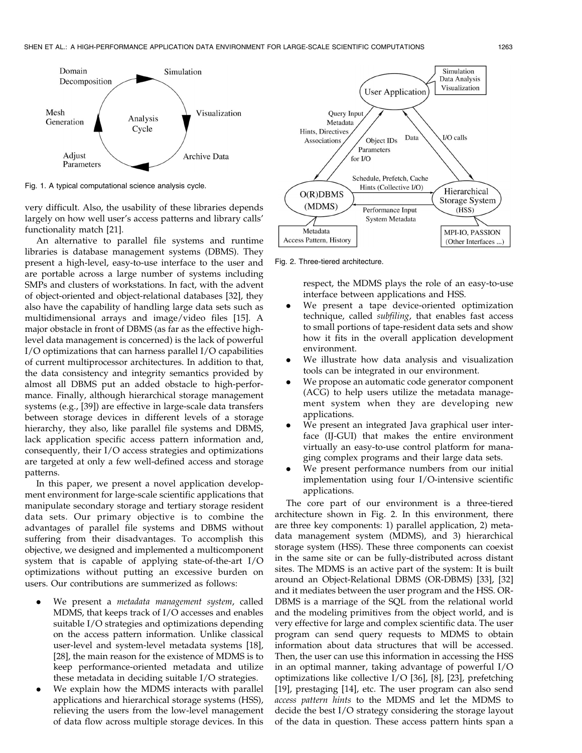Fig. 1. A typical computational science analysis cycle.

very difficult. Also, the usability of these libraries depends largely on how well user's access patterns and library calls' functionality match [21].

An alternative to parallel file systems and runtime libraries is database management systems (DBMS). They present a high-level, easy-to-use interface to the user and are portable across a large number of systems including SMPs and clusters of workstations. In fact, with the advent of object-oriented and object-relational databases [32], they also have the capability of handling large data sets such as multidimensional arrays and image/video files [15]. A major obstacle in front of DBMS (as far as the effective high-level data management is concerned) is the lack of powerful I/O optimizations that can harness parallel I/O capabilities of current multiprocessor architectures. In addition to that, the data consistency and integrity semantics provided by almost all DBMS put an added obstacle to high-performance. Finally, although hierarchical storage management systems (e.g., [39]) are effective in large-scale data transfers between storage devices in different levels of a storage hierarchy, they also, like parallel file systems and DBMS, lack application specific access pattern information and, consequently, their I/O access strategies and optimizations are targeted at only a few well-defined access and storage patterns.

In this paper, we present a novel application development environment for large-scale scientific applications that manipulate secondary storage and tertiary storage resident data sets. Our primary objective is to combine the advantages of parallel file systems and DBMS without suffering from their disadvantages. To accomplish this objective, we designed and implemented a multicomponent system that is capable of applying state-of-the-art I/O optimizations without putting an excessive burden on users. Our contributions are summerized as follows:

- We present a *metadata management system*, called MDMS, that keeps track of I/O accesses and enables suitable I/O strategies and optimizations depending on the access pattern information. Unlike classical user-level and system-level metadata systems [18], [28], the main reason for the existence of MDMS is to keep performance-oriented metadata and utilize these metadata in deciding suitable I/O strategies.
- We explain how the MDMS interacts with parallel applications and hierarchical storage systems (HSS), relieving the users from the low-level management of data flow across multiple storage devices. In this respect, the MDMS plays the role of an easy-to-use interface between applications and HSS.
- We present a tape device-oriented optimization technique, called *subfiling*, that enables fast access to small portions of tape-resident data sets and show how it fits in the overall application development environment.
- We illustrate how data analysis and visualization tools can be integrated in our environment.
- We propose an automatic code generator component (ACG) to help users utilize the metadata management system when they are developing new applications.
- We present an integrated Java graphical user interface (IJ-GUI) that makes the entire environment virtually an easy-to-use control platform for managing complex programs and their large data sets.
- We present performance numbers from our initial implementation using four I/O-intensive scientific applications.

Fig. 2. Three-tiered architecture.

The core part of our environment is a three-tiered architecture shown in Fig. 2. In this environment, there are three key components: 1) parallel application, 2) metadata management system (MDMS), and 3) hierarchical storage system (HSS). These three components can coexist in the same site or can be fully-distributed across distant sites. The MDMS is an active part of the system: It is built around an Object-Relational DBMS (OR-DBMS) [33], [32] and it mediates between the user program and the HSS. OR-DBMS is a marriage of the SQL from the relational world and the modeling primitives from the object world, and is very effective for large and complex scientific data. The user program can send query requests to MDMS to obtain information about data structures that will be accessed. Then, the user can use this information in accessing the HSS in an optimal manner, taking advantage of powerful I/O optimizations like collective I/O [36], [8], [23], prefetching [19], prestaging [14], etc. The user program can also send *access pattern hints* to the MDMS and let the MDMS to decide the best I/O strategy considering the storage layout of the data in question. These access pattern hints span a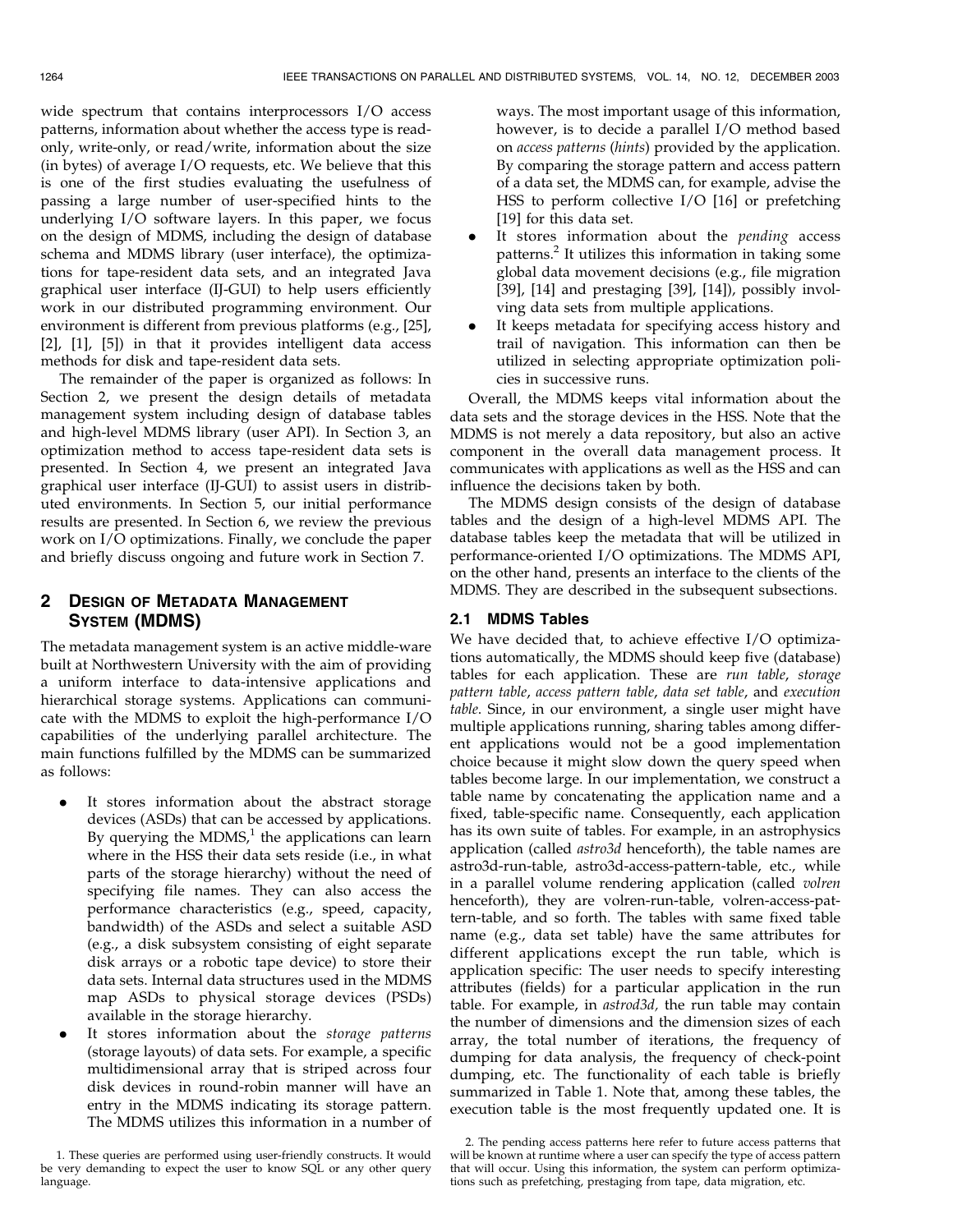wide spectrum that contains interprocessors I/O access patterns, information about whether the access type is read-only, write-only, or read/write, information about the size (in bytes) of average I/O requests, etc. We believe that this is one of the first studies evaluating the usefulness of passing a large number of user-specified hints to the underlying I/O software layers. In this paper, we focus on the design of MDMS, including the design of database schema and MDMS library (user interface), the optimizations for tape-resident data sets, and an integrated Java graphical user interface (IJ-GUI) to help users efficiently work in our distributed programming environment. Our environment is different from previous platforms (e.g., [25], [2], [1], [5]) in that it provides intelligent data access methods for disk and tape-resident data sets.

The remainder of the paper is organized as follows: In Section 2, we present the design details of metadata management system including design of database tables and high-level MDMS library (user API). In Section 3, an optimization method to access tape-resident data sets is presented. In Section 4, we present an integrated Java graphical user interface (IJ-GUI) to assist users in distributed environments. In Section 5, our initial performance results are presented. In Section 6, we review the previous work on I/O optimizations. Finally, we conclude the paper and briefly discuss ongoing and future work in Section 7.

## 2 Design of Metadata Management System (MDMS)

The metadata management system is an active middle-ware built at Northwestern University with the aim of providing a uniform interface to data-intensive applications and hierarchical storage systems. Applications can communicate with the MDMS to exploit the high-performance I/O capabilities of the underlying parallel architecture. The main functions fulfilled by the MDMS can be summarized as follows:

- It stores information about the abstract storage devices (ASDs) that can be accessed by applications. By querying the MDMS,[1] the applications can learn where in the HSS their data sets reside (i.e., in what parts of the storage hierarchy) without the need of specifying file names. They can also access the performance characteristics (e.g., speed, capacity, bandwidth) of the ASDs and select a suitable ASD (e.g., a disk subsystem consisting of eight separate disk arrays or a robotic tape device) to store their data sets. Internal data structures used in the MDMS map ASDs to physical storage devices (PSDs) available in the storage hierarchy.
- It stores information about the *storage patterns* (storage layouts) of data sets. For example, a specific multidimensional array that is striped across four disk devices in round-robin manner will have an entry in the MDMS indicating its storage pattern. The MDMS utilizes this information in a number of ways. The most important usage of this information, however, is to decide a parallel I/O method based on *access patterns* (*hints*) provided by the application. By comparing the storage pattern and access pattern of a data set, the MDMS can, for example, advise the HSS to perform collective I/O [16] or prefetching [19] for this data set.
- It stores information about the *pending* access patterns.[2] It utilizes this information in taking some global data movement decisions (e.g., file migration [39], [14] and prestaging [39], [14]), possibly involving data sets from multiple applications.
- It keeps metadata for specifying access history and trail of navigation. This information can then be utilized in selecting appropriate optimization policies in successive runs.

Overall, the MDMS keeps vital information about the data sets and the storage devices in the HSS. Note that the MDMS is not merely a data repository, but also an active component in the overall data management process. It communicates with applications as well as the HSS and can influence the decisions taken by both.

The MDMS design consists of the design of database tables and the design of a high-level MDMS API. The database tables keep the metadata that will be utilized in performance-oriented I/O optimizations. The MDMS API, on the other hand, presents an interface to the clients of the MDMS. They are described in the subsequent subsections.

### 2.1 MDMS Tables

We have decided that, to achieve effective I/O optimizations automatically, the MDMS should keep five (database) tables for each application. These are *run table*, *storage pattern table*, *access pattern table*, *data set table*, and *execution table*. Since, in our environment, a single user might have multiple applications running, sharing tables among different applications would not be a good implementation choice because it might slow down the query speed when tables become large. In our implementation, we construct a table name by concatenating the application name and a fixed, table-specific name. Consequently, each application has its own suite of tables. For example, in an astrophysics application (called *astro3d* henceforth), the table names are astro3d-run-table, astro3d-access-pattern-table, etc., while in a parallel volume rendering application (called *volren* henceforth), they are volren-run-table, volren-access-pattern-table, and so forth. The tables with same fixed table name (e.g., data set table) have the same attributes for different applications except the run table, which is application specific: The user needs to specify interesting attributes (fields) for a particular application in the run table. For example, in *astrod3d,* the run table may contain the number of dimensions and the dimension sizes of each array, the total number of iterations, the frequency of dumping for data analysis, the frequency of check-point dumping, etc. The functionality of each table is briefly summarized in Table 1. Note that, among these tables, the execution table is the most frequently updated one. It is

1. These queries are performed using user-friendly constructs. It would be very demanding to expect the user to know SQL or any other query language.

2. The pending access patterns here refer to future access patterns that will be known at runtime where a user can specify the type of access pattern that will occur. Using this information, the system can perform optimizations such as prefetching, prestaging from tape, data migration, etc.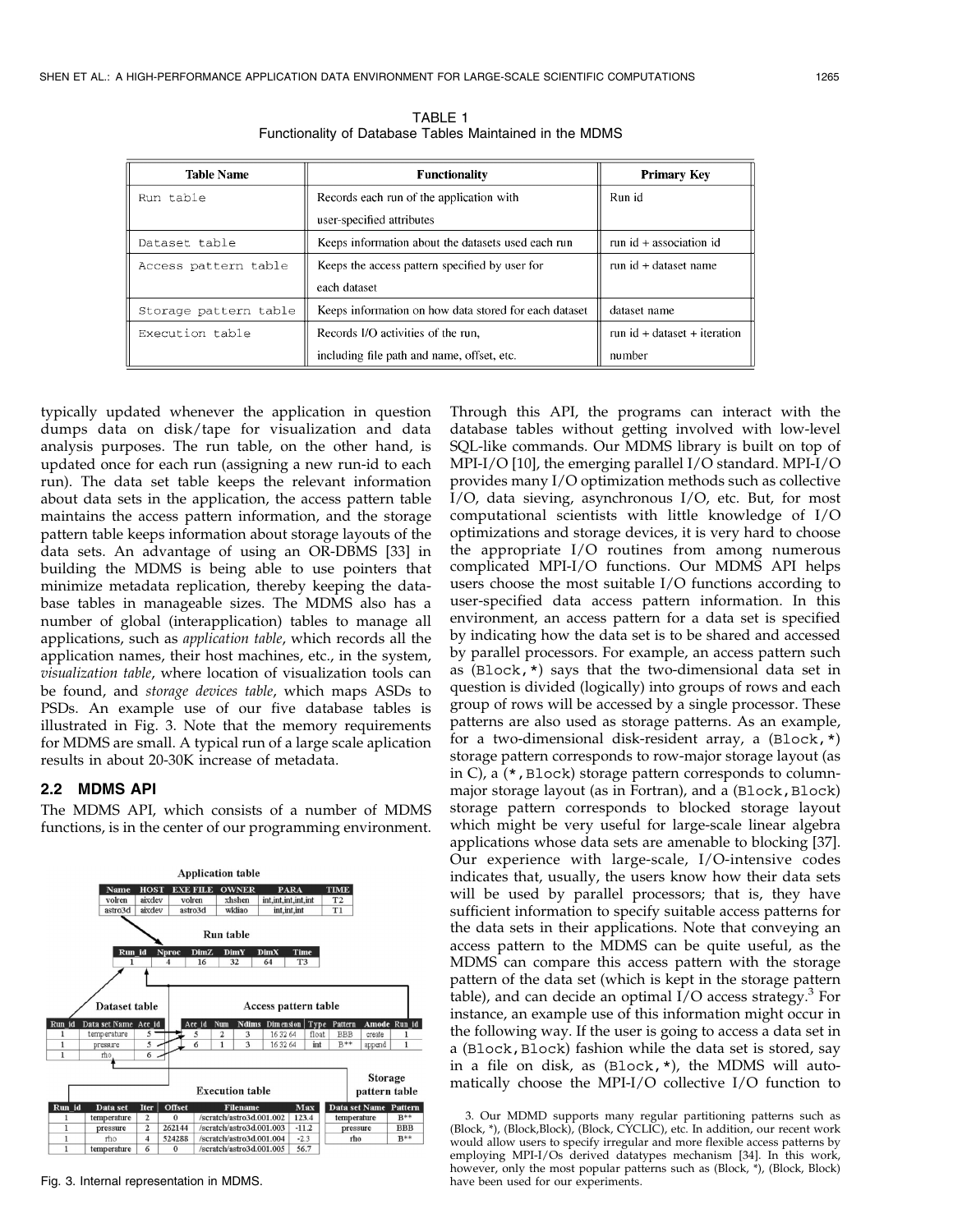TABLE 1
Functionality of Database Tables Maintained in the MDMS

| Table Name | Functionality | Primary Key |
|---|---|---|
| Run table | Records each run of the application with user-specified attributes | Run id |
| Dataset table | Keeps information about the datasets used each run | run id + association id |
| Access pattern table | Keeps the access pattern specified by user for each dataset | run id + dataset name |
| Storage pattern table | Keeps information on how data stored for each dataset | dataset name |
| Execution table | Records I/O activities of the run, including file path and name, offset, etc. | run id + dataset + iteration number |

typically updated whenever the application in question dumps data on disk/tape for visualization and data analysis purposes. The run table, on the other hand, is updated once for each run (assigning a new run-id to each run). The data set table keeps the relevant information about data sets in the application, the access pattern table maintains the access pattern information, and the storage pattern table keeps information about storage layouts of the data sets. An advantage of using an OR-DBMS [33] in building the MDMS is being able to use pointers that minimize metadata replication, thereby keeping the database tables in manageable sizes. The MDMS also has a number of global (interapplication) tables to manage all applications, such as *application table*, which records all the application names, their host machines, etc., in the system, *visualization table*, where location of visualization tools can be found, and *storage devices table*, which maps ASDs to PSDs. An example use of our five database tables is illustrated in Fig. 3. Note that the memory requirements for MDMS are small. A typical run of a large scale aplication results in about 20-30K increase of metadata.

Application table

| Name | HOST | EXE FILE | OWNER | PARA | TIME |
|---|---|---|---|---|---|
| volren | aixdev | volren | xhshen | int,int,int,int,int | T2 |
| astro3d | aixdev | astro3d | wkliao | int,int,int | T1 |

Run table

| Run_id | Nproc | DimZ | DimY | DimX | Time |
|---|---|---|---|---|---|
| 1 | 4 | 16 | 32 | 64 | T3 |

Dataset table

| Run_id | Data set Name | Acc_id |
|---|---|---|
| 1 | temperature | 5 |
| 1 | pressure | 5 |
| 1 | rho | 6 |

Access pattern table

| Acc_id | Num | Ndims | Dimension | Type | Pattern | Amode | Run_id |
|---|---|---|---|---|---|---|---|
| 5 | 2 | 3 | 16 32 64 | float | BBB | create | 1 |
| 6 | 1 | 3 | 16 32 64 | int | B** | append | 1 |

Execution table

| Run_id | Data set | Iter | Offset | Filename | Max |
|---|---|---|---|---|---|
| 1 | temperature | 2 | 0 | /scratch/astro3d.001.002 | 123.4 |
| 1 | pressure | 2 | 262144 | /scratch/astro3d.001.003 | -11.2 |
| 1 | rho | 4 | 524288 | /scratch/astro3d.001.004 | -2.3 |
| 1 | temperature | 6 | 0 | /scratch/astro3d.001.005 | 56.7 |

Storage pattern table

| Data set Name | Pattern |
|---|---|
| temperature | B** |
| pressure | BBB |
| rho | B** |

Fig. 3. Internal representation in MDMS.

## 2.2 MDMS API

The MDMS API, which consists of a number of MDMS functions, is in the center of our programming environment. Through this API, the programs can interact with the database tables without getting involved with low-level SQL-like commands. Our MDMS library is built on top of MPI-I/O [10], the emerging parallel I/O standard. MPI-I/O provides many I/O optimization methods such as collective I/O, data sieving, asynchronous I/O, etc. But, for most computational scientists with little knowledge of I/O optimizations and storage devices, it is very hard to choose the appropriate I/O routines from among numerous complicated MPI-I/O functions. Our MDMS API helps users choose the most suitable I/O functions according to user-specified data access pattern information. In this environment, an access pattern for a data set is specified by indicating how the data set is to be shared and accessed by parallel processors. For example, an access pattern such as (Block,*) says that the two-dimensional data set in question is divided (logically) into groups of rows and each group of rows will be accessed by a single processor. These patterns are also used as storage patterns. As an example, for a two-dimensional disk-resident array, a (Block,*) storage pattern corresponds to row-major storage layout (as in C), a (*,Block) storage pattern corresponds to column-major storage layout (as in Fortran), and a (Block,Block) storage pattern corresponds to blocked storage layout which might be very useful for large-scale linear algebra applications whose data sets are amenable to blocking [37]. Our experience with large-scale, I/O-intensive codes indicates that, usually, the users know how their data sets will be used by parallel processors; that is, they have sufficient information to specify suitable access patterns for the data sets in their applications. Note that conveying an access pattern to the MDMS can be quite useful, as the MDMS can compare this access pattern with the storage pattern of the data set (which is kept in the storage pattern table), and can decide an optimal I/O access strategy.[3] For instance, an example use of this information might occur in the following way. If the user is going to access a data set in a (Block,Block) fashion while the data set is stored, say in a file on disk, as (Block,*), the MDMS will automatically choose the MPI-I/O collective I/O function to

3. Our MDMD supports many regular partitioning patterns such as (Block, *), (Block,Block), (Block, CYCLIC), etc. In addition, our recent work would allow users to specify irregular and more flexible access patterns by employing MPI-I/Os derived datatypes mechanism [34]. In this work, however, only the most popular patterns such as (Block, *), (Block, Block) have been used for our experiments.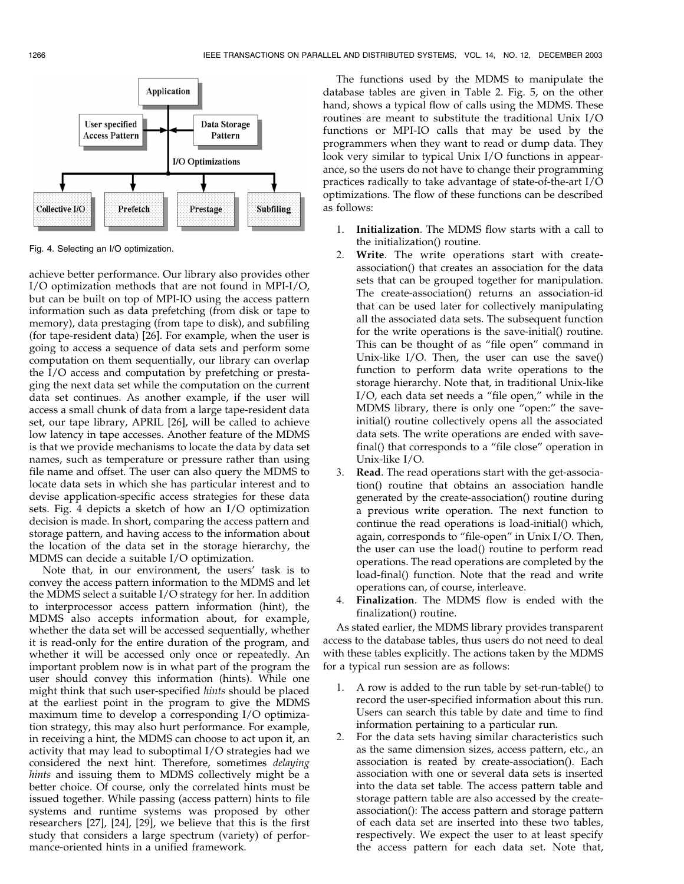Fig. 4. Selecting an I/O optimization.

achieve better performance. Our library also provides other I/O optimization methods that are not found in MPI-I/O, but can be built on top of MPI-IO using the access pattern information such as data prefetching (from disk or tape to memory), data prestaging (from tape to disk), and subfiling (for tape-resident data) [26]. For example, when the user is going to access a sequence of data sets and perform some computation on them sequentially, our library can overlap the I/O access and computation by prefetching or prestaging the next data set while the computation on the current data set continues. As another example, if the user will access a small chunk of data from a large tape-resident data set, our tape library, APRIL [26], will be called to achieve low latency in tape accesses. Another feature of the MDMS is that we provide mechanisms to locate the data by data set names, such as temperature or pressure rather than using file name and offset. The user can also query the MDMS to locate data sets in which she has particular interest and to devise application-specific access strategies for these data sets. Fig. 4 depicts a sketch of how an I/O optimization decision is made. In short, comparing the access pattern and storage pattern, and having access to the information about the location of the data set in the storage hierarchy, the MDMS can decide a suitable I/O optimization.

Note that, in our environment, the users' task is to convey the access pattern information to the MDMS and let the MDMS select a suitable I/O strategy for her. In addition to interprocessor access pattern information (hint), the MDMS also accepts information about, for example, whether the data set will be accessed sequentially, whether it is read-only for the entire duration of the program, and whether it will be accessed only once or repeatedly. An important problem now is in what part of the program the user should convey this information (hints). While one might think that such user-specified *hints* should be placed at the earliest point in the program to give the MDMS maximum time to develop a corresponding I/O optimization strategy, this may also hurt performance. For example, in receiving a hint, the MDMS can choose to act upon it, an activity that may lead to suboptimal I/O strategies had we considered the next hint. Therefore, sometimes *delaying hints* and issuing them to MDMS collectively might be a better choice. Of course, only the correlated hints must be issued together. While passing (access pattern) hints to file systems and runtime systems was proposed by other researchers [27], [24], [29], we believe that this is the first study that considers a large spectrum (variety) of performance-oriented hints in a unified framework.

The functions used by the MDMS to manipulate the database tables are given in Table 2. Fig. 5, on the other hand, shows a typical flow of calls using the MDMS. These routines are meant to substitute the traditional Unix I/O functions or MPI-IO calls that may be used by the programmers when they want to read or dump data. They look very similar to typical Unix I/O functions in appearance, so the users do not have to change their programming practices radically to take advantage of state-of-the-art I/O optimizations. The flow of these functions can be described as follows:

1. **Initialization**. The MDMS flow starts with a call to the initialization() routine.
2. **Write**. The write operations start with create-association() that creates an association for the data sets that can be grouped together for manipulation. The create-association() returns an association-id that can be used later for collectively manipulating all the associated data sets. The subsequent function for the write operations is the save-initial() routine. This can be thought of as "file open" command in Unix-like I/O. Then, the user can use the save() function to perform data write operations to the storage hierarchy. Note that, in traditional Unix-like I/O, each data set needs a "file open," while in the MDMS library, there is only one "open:" the save-initial() routine collectively opens all the associated data sets. The write operations are ended with save-final() that corresponds to a "file close" operation in Unix-like I/O.
3. **Read**. The read operations start with the get-association() routine that obtains an association handle generated by the create-association() routine during a previous write operation. The next function to continue the read operations is load-initial() which, again, corresponds to "file-open" in Unix I/O. Then, the user can use the load() routine to perform read operations. The read operations are completed by the load-final() function. Note that the read and write operations can, of course, interleave.
4. **Finalization**. The MDMS flow is ended with the finalization() routine.

As stated earlier, the MDMS library provides transparent access to the database tables, thus users do not need to deal with these tables explicitly. The actions taken by the MDMS for a typical run session are as follows:

1. A row is added to the run table by set-run-table() to record the user-specified information about this run. Users can search this table by date and time to find information pertaining to a particular run.
2. For the data sets having similar characteristics such as the same dimension sizes, access pattern, etc., an association is reated by create-association(). Each association with one or several data sets is inserted into the data set table. The access pattern table and storage pattern table are also accessed by the create-association(): The access pattern and storage pattern of each data set are inserted into these two tables, respectively. We expect the user to at least specify the access pattern for each data set. Note that,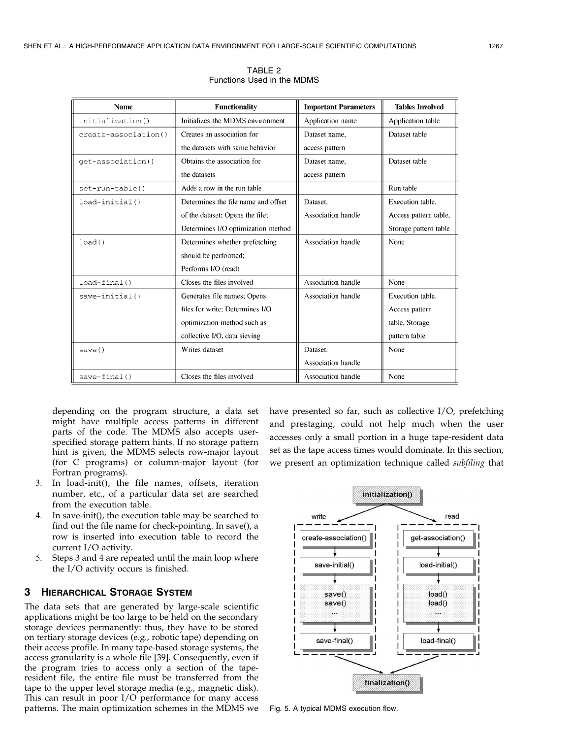TABLE 2
Functions Used in the MDMS

| Name | Functionality | Important Parameters | Tables Involved |
|---|---|---|---|
| `initialization()` | Initializes the MDMS environment | Application name | Application table |
| `create-association()` | Creates an association for the datasets with same behavior | Dataset name, access pattern | Dataset table |
| `get-association()` | Obtains the association for the datasets | Dataset name, access pattern | Dataset table |
| `set-run-table()` | Adds a row in the run table | | Run table |
| `load-initial()` | Determines the file name and offset of the dataset; Opens the file; Determines I/O optimization method | Dataset, Association handle | Execution table, Access pattern table, Storage pattern table |
| `load()` | Determines whether prefetching should be performed; Performs I/O (read) | Association handle | None |
| `load-final()` | Closes the files involved | Association handle | None |
| `save-initial()` | Generates file names; Opens files for write; Determines I/O optimization method such as collective I/O, data sieving | Association handle | Execution table, Access pattern table, Storage pattern table |
| `save()` | Writes dataset | Dataset, Association handle | None |
| `save-final()` | Closes the files involved | Association handle | None |

depending on the program structure, a data set might have multiple access patterns in different parts of the code. The MDMS also accepts user-specified storage pattern hints. If no storage pattern hint is given, the MDMS selects row-major layout (for C programs) or column-major layout (for Fortran programs).

3. In load-init(), the file names, offsets, iteration number, etc., of a particular data set are searched from the execution table.
4. In save-init(), the execution table may be searched to find out the file name for check-pointing. In save(), a row is inserted into execution table to record the current I/O activity.
5. Steps 3 and 4 are repeated until the main loop where the I/O activity occurs is finished.

## 3 Hierarchical Storage System

The data sets that are generated by large-scale scientific applications might be too large to be held on the secondary storage devices permanently: thus, they have to be stored on tertiary storage devices (e.g., robotic tape) depending on their access profile. In many tape-based storage systems, the access granularity is a whole file [39]. Consequently, even if the program tries to access only a section of the tape-resident file, the entire file must be transferred from the tape to the upper level storage media (e.g., magnetic disk). This can result in poor I/O performance for many access patterns. The main optimization schemes in the MDMS we have presented so far, such as collective I/O, prefetching and prestaging, could not help much when the user accesses only a small portion in a huge tape-resident data set as the tape access times would dominate. In this section, we present an optimization technique called *subfiling* that

Fig. 5. A typical MDMS execution flow.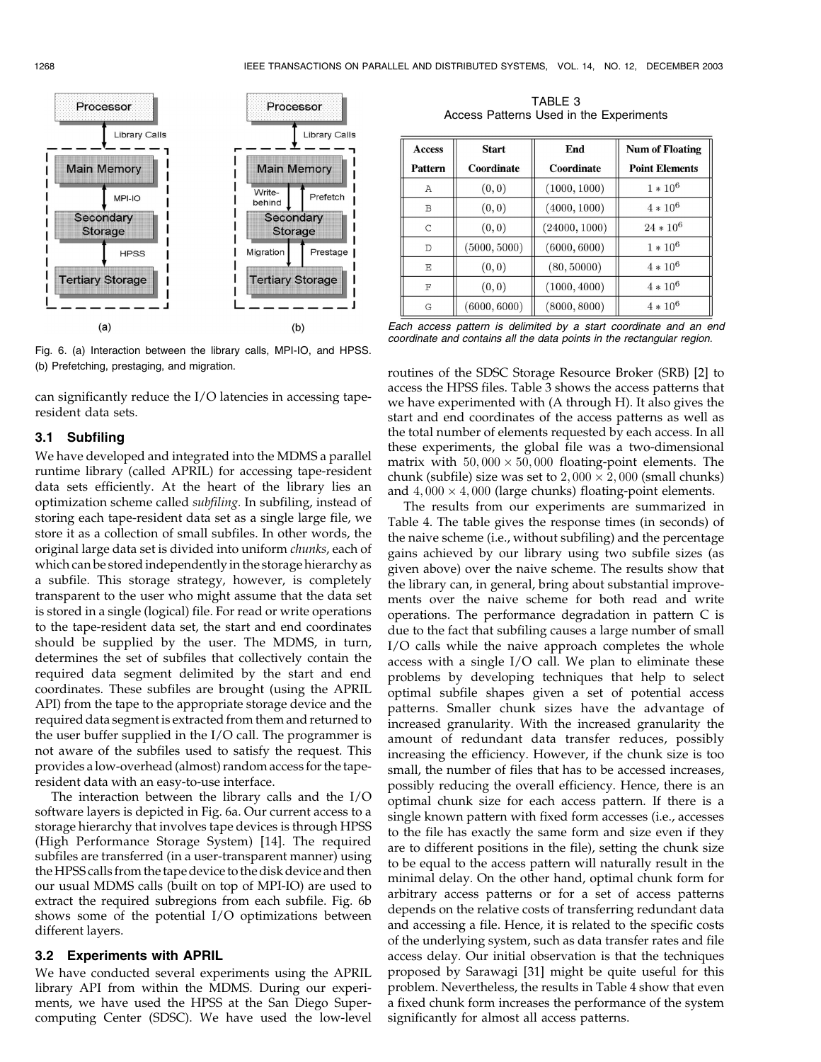can significantly reduce the I/O latencies in accessing tape-resident data sets.

### 3.1 Subfiling

We have developed and integrated into the MDMS a parallel runtime library (called APRIL) for accessing tape-resident data sets efficiently. At the heart of the library lies an optimization scheme called *subfiling*. In subfiling, instead of storing each tape-resident data set as a single large file, we store it as a collection of small subfiles. In other words, the original large data set is divided into uniform *chunks*, each of which can be stored independently in the storage hierarchy as a subfile. This storage strategy, however, is completely transparent to the user who might assume that the data set is stored in a single (logical) file. For read or write operations to the tape-resident data set, the start and end coordinates should be supplied by the user. The MDMS, in turn, determines the set of subfiles that collectively contain the required data segment delimited by the start and end coordinates. These subfiles are brought (using the APRIL API) from the tape to the appropriate storage device and the required data segment is extracted from them and returned to the user buffer supplied in the I/O call. The programmer is not aware of the subfiles used to satisfy the request. This provides a low-overhead (almost) random access for the tape-resident data with an easy-to-use interface.

The interaction between the library calls and the I/O software layers is depicted in Fig. 6a. Our current access to a storage hierarchy that involves tape devices is through HPSS (High Performance Storage System) [14]. The required subfiles are transferred (in a user-transparent manner) using the HPSS calls from the tape device to the disk device and then our usual MDMS calls (built on top of MPI-IO) are used to extract the required subregions from each subfile. Fig. 6b shows some of the potential I/O optimizations between different layers.

Fig. 6. (a) Interaction between the library calls, MPI-IO, and HPSS. (b) Prefetching, prestaging, and migration.

### 3.2 Experiments with APRIL

We have conducted several experiments using the APRIL library API from within the MDMS. During our experiments, we have used the HPSS at the San Diego Supercomputing Center (SDSC). We have used the low-level routines of the SDSC Storage Resource Broker (SRB) [2] to access the HPSS files. Table 3 shows the access patterns that we have experimented with (A through H). It also gives the start and end coordinates of the access patterns as well as the total number of elements requested by each access. In all these experiments, the global file was a two-dimensional matrix with $50,000 \times 50,000$ floating-point elements. The chunk (subfile) size was set to $2,000 \times 2,000$ (small chunks) and $4,000 \times 4,000$ (large chunks) floating-point elements.

TABLE 3
Access Patterns Used in the Experiments

| Access Pattern | Start Coordinate | End Coordinate | Num of Floating Point Elements |
|---|---|---|---|
| A | $(0, 0)$ | $(1000, 1000)$ | $1 * 10^6$ |
| B | $(0, 0)$ | $(4000, 1000)$ | $4 * 10^6$ |
| C | $(0, 0)$ | $(24000, 1000)$ | $24 * 10^6$ |
| D | $(5000, 5000)$ | $(6000, 6000)$ | $1 * 10^6$ |
| E | $(0, 0)$ | $(80, 50000)$ | $4 * 10^6$ |
| F | $(0, 0)$ | $(1000, 4000)$ | $4 * 10^6$ |
| G | $(6000, 6000)$ | $(8000, 8000)$ | $4 * 10^6$ |

*Each access pattern is delimited by a start coordinate and an end coordinate and contains all the data points in the rectangular region.*

The results from our experiments are summarized in Table 4. The table gives the response times (in seconds) of the naive scheme (i.e., without subfiling) and the percentage gains achieved by our library using two subfile sizes (as given above) over the naive scheme. The results show that the library can, in general, bring about substantial improvements over the naive scheme for both read and write operations. The performance degradation in pattern C is due to the fact that subfiling causes a large number of small I/O calls while the naive approach completes the whole access with a single I/O call. We plan to eliminate these problems by developing techniques that help to select optimal subfile shapes given a set of potential access patterns. Smaller chunk sizes have the advantage of increased granularity. With the increased granularity the amount of redundant data transfer reduces, possibly increasing the efficiency. However, if the chunk size is too small, the number of files that has to be accessed increases, possibly reducing the overall efficiency. Hence, there is an optimal chunk size for each access pattern. If there is a single known pattern with fixed form accesses (i.e., accesses to the file has exactly the same form and size even if they are to different positions in the file), setting the chunk size to be equal to the access pattern will naturally result in the minimal delay. On the other hand, optimal chunk form for arbitrary access patterns or for a set of access patterns depends on the relative costs of transferring redundant data and accessing a file. Hence, it is related to the specific costs of the underlying system, such as data transfer rates and file access delay. Our initial observation is that the techniques proposed by Sarawagi [31] might be quite useful for this problem. Nevertheless, the results in Table 4 show that even a fixed chunk form increases the performance of the system significantly for almost all access patterns.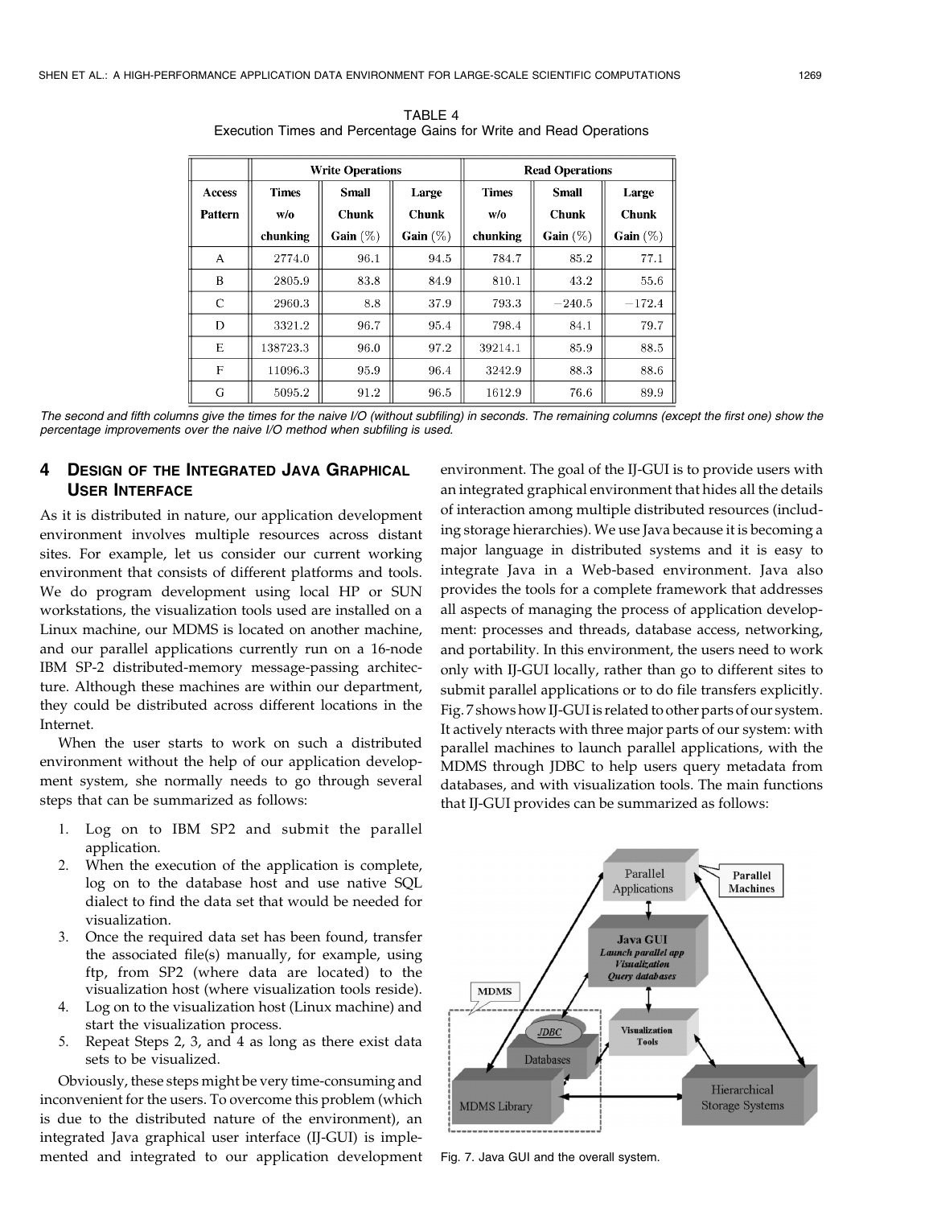TABLE 4
Execution Times and Percentage Gains for Write and Read Operations

| | Write Operations | | | Read Operations | | |
|---|---|---|---|---|---|---|
| Access Pattern | Times w/o chunking | Small Chunk Gain (%) | Large Chunk Gain (%) | Times w/o chunking | Small Chunk Gain (%) | Large Chunk Gain (%) |
| A | 2774.0 | 96.1 | 94.5 | 784.7 | 85.2 | 77.1 |
| B | 2805.9 | 83.8 | 84.9 | 810.1 | 43.2 | 55.6 |
| C | 2960.3 | 8.8 | 37.9 | 793.3 | −240.5 | −172.4 |
| D | 3321.2 | 96.7 | 95.4 | 798.4 | 84.1 | 79.7 |
| E | 138723.3 | 96.0 | 97.2 | 39214.1 | 85.9 | 88.5 |
| F | 11096.3 | 95.9 | 96.4 | 3242.9 | 88.3 | 88.6 |
| G | 5095.2 | 91.2 | 96.5 | 1612.9 | 76.6 | 89.9 |

*The second and fifth columns give the times for the naive I/O (without subfiling) in seconds. The remaining columns (except the first one) show the percentage improvements over the naive I/O method when subfiling is used.*

## 4 Design of the Integrated Java Graphical User Interface

As it is distributed in nature, our application development environment involves multiple resources across distant sites. For example, let us consider our current working environment that consists of different platforms and tools. We do program development using local HP or SUN workstations, the visualization tools used are installed on a Linux machine, our MDMS is located on another machine, and our parallel applications currently run on a 16-node IBM SP-2 distributed-memory message-passing architecture. Although these machines are within our department, they could be distributed across different locations in the Internet.

When the user starts to work on such a distributed environment without the help of our application development system, she normally needs to go through several steps that can be summarized as follows:

1. Log on to IBM SP2 and submit the parallel application.
2. When the execution of the application is complete, log on to the database host and use native SQL dialect to find the data set that would be needed for visualization.
3. Once the required data set has been found, transfer the associated file(s) manually, for example, using ftp, from SP2 (where data are located) to the visualization host (where visualization tools reside).
4. Log on to the visualization host (Linux machine) and start the visualization process.
5. Repeat Steps 2, 3, and 4 as long as there exist data sets to be visualized.

Obviously, these steps might be very time-consuming and inconvenient for the users. To overcome this problem (which is due to the distributed nature of the environment), an integrated Java graphical user interface (IJ-GUI) is implemented and integrated to our application development environment. The goal of the IJ-GUI is to provide users with an integrated graphical environment that hides all the details of interaction among multiple distributed resources (including storage hierarchies). We use Java because it is becoming a major language in distributed systems and it is easy to integrate Java in a Web-based environment. Java also provides the tools for a complete framework that addresses all aspects of managing the process of application development: processes and threads, database access, networking, and portability. In this environment, the users need to work only with IJ-GUI locally, rather than go to different sites to submit parallel applications or to do file transfers explicitly. Fig. 7 shows how IJ-GUI is related to other parts of our system. It actively nteracts with three major parts of our system: with parallel machines to launch parallel applications, with the MDMS through JDBC to help users query metadata from databases, and with visualization tools. The main functions that IJ-GUI provides can be summarized as follows:

Fig. 7. Java GUI and the overall system.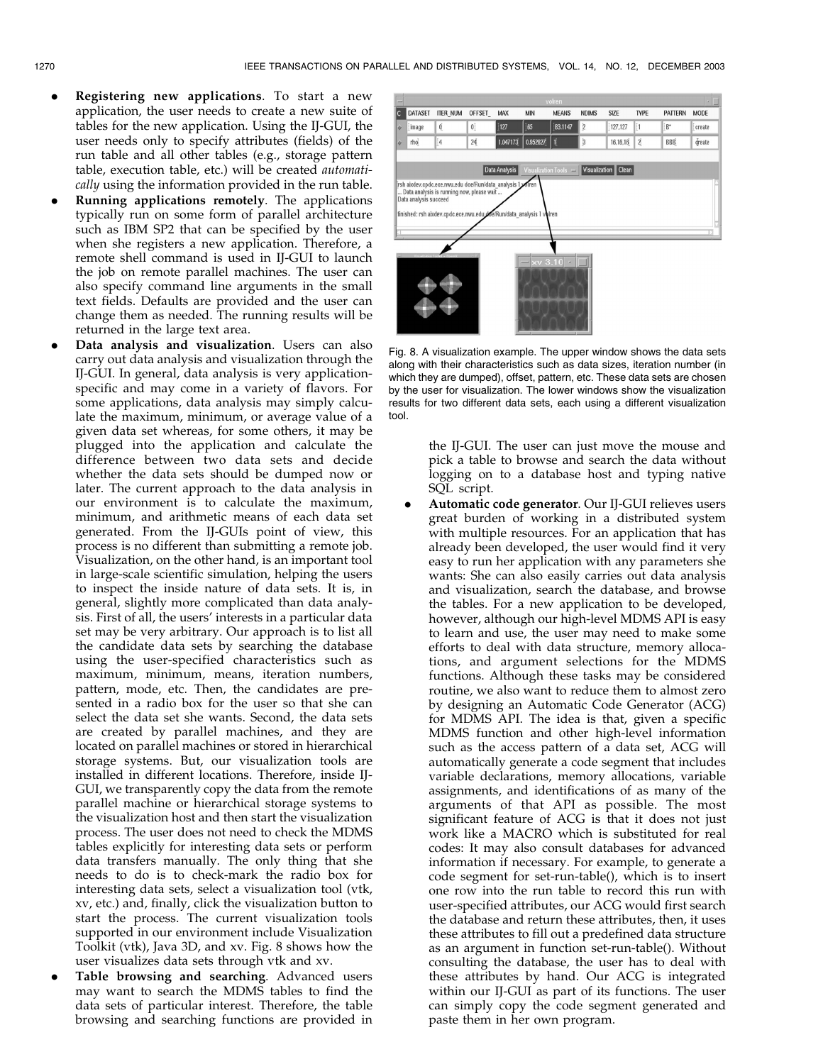- **Registering new applications**. To start a new application, the user needs to create a new suite of tables for the new application. Using the IJ-GUI, the user needs only to specify attributes (fields) of the run table and all other tables (e.g., storage pattern table, execution table, etc.) will be created *automatically* using the information provided in the run table.
- **Running applications remotely**. The applications typically run on some form of parallel architecture such as IBM SP2 that can be specified by the user when she registers a new application. Therefore, a remote shell command is used in IJ-GUI to launch the job on remote parallel machines. The user can also specify command line arguments in the small text fields. Defaults are provided and the user can change them as needed. The running results will be returned in the large text area.
- **Data analysis and visualization**. Users can also carry out data analysis and visualization through the IJ-GUI. In general, data analysis is very application-specific and may come in a variety of flavors. For some applications, data analysis may simply calculate the maximum, minimum, or average value of a given data set whereas, for some others, it may be plugged into the application and calculate the difference between two data sets and decide whether the data sets should be dumped now or later. The current approach to the data analysis in our environment is to calculate the maximum, minimum, and arithmetic means of each data set generated. From the IJ-GUIs point of view, this process is no different than submitting a remote job. Visualization, on the other hand, is an important tool in large-scale scientific simulation, helping the users to inspect the inside nature of data sets. It is, in general, slightly more complicated than data analysis. First of all, the users' interests in a particular data set may be very arbitrary. Our approach is to list all the candidate data sets by searching the database using the user-specified characteristics such as maximum, minimum, means, iteration numbers, pattern, mode, etc. Then, the candidates are presented in a radio box for the user so that she can select the data set she wants. Second, the data sets are created by parallel machines, and they are located on parallel machines or stored in hierarchical storage systems. But, our visualization tools are installed in different locations. Therefore, inside IJ-GUI, we transparently copy the data from the remote parallel machine or hierarchical storage systems to the visualization host and then start the visualization process. The user does not need to check the MDMS tables explicitly for interesting data sets or perform data transfers manually. The only thing that she needs to do is to check-mark the radio box for interesting data sets, select a visualization tool (vtk, xv, etc.) and, finally, click the visualization button to start the process. The current visualization tools supported in our environment include Visualization Toolkit (vtk), Java 3D, and xv. Fig. 8 shows how the user visualizes data sets through vtk and xv.
- **Table browsing and searching**. Advanced users may want to search the MDMS tables to find the data sets of particular interest. Therefore, the table browsing and searching functions are provided in the IJ-GUI. The user can just move the mouse and pick a table to browse and search the data without logging on to a database host and typing native SQL script.
- **Automatic code generator**. Our IJ-GUI relieves users great burden of working in a distributed system with multiple resources. For an application that has already been developed, the user would find it very easy to run her application with any parameters she wants: She can also easily carries out data analysis and visualization, search the database, and browse the tables. For a new application to be developed, however, although our high-level MDMS API is easy to learn and use, the user may need to make some efforts to deal with data structure, memory allocations, and argument selections for the MDMS functions. Although these tasks may be considered routine, we also want to reduce them to almost zero by designing an Automatic Code Generator (ACG) for MDMS API. The idea is that, given a specific MDMS function and other high-level information such as the access pattern of a data set, ACG will automatically generate a code segment that includes variable declarations, memory allocations, variable assignments, and identifications of as many of the arguments of that API as possible. The most significant feature of ACG is that it does not just work like a MACRO which is substituted for real codes: It may also consult databases for advanced information if necessary. For example, to generate a code segment for set-run-table(), which is to insert one row into the run table to record this run with user-specified attributes, our ACG would first search the database and return these attributes, then, it uses these attributes to fill out a predefined data structure as an argument in function set-run-table(). Without consulting the database, the user has to deal with these attributes by hand. Our ACG is integrated within our IJ-GUI as part of its functions. The user can simply copy the code segment generated and paste them in her own program.

Fig. 8. A visualization example. The upper window shows the data sets along with their characteristics such as data sizes, iteration number (in which they are dumped), offset, pattern, etc. These data sets are chosen by the user for visualization. The lower windows show the visualization results for two different data sets, each using a different visualization tool.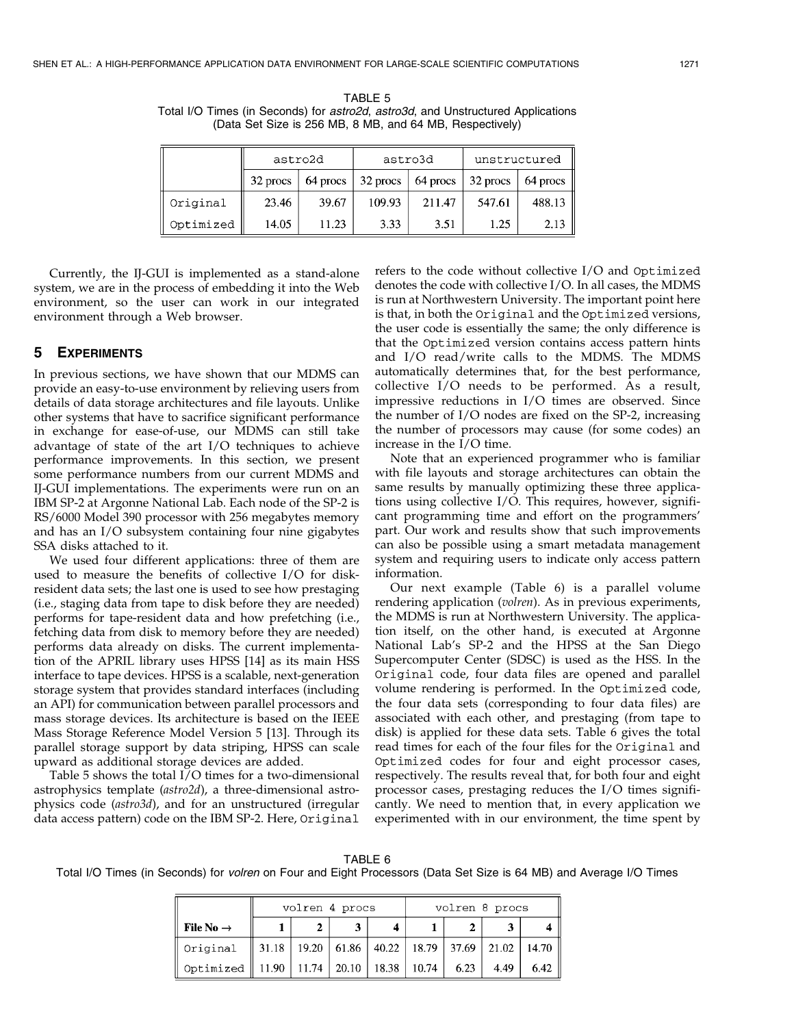TABLE 5
Total I/O Times (in Seconds) for *astro2d*, *astro3d*, and Unstructured Applications (Data Set Size is 256 MB, 8 MB, and 64 MB, Respectively)

| | astro2d | | astro3d | | unstructured | |
|---|---|---|---|---|---|---|
| | 32 procs | 64 procs | 32 procs | 64 procs | 32 procs | 64 procs |
| Original | 23.46 | 39.67 | 109.93 | 211.47 | 547.61 | 488.13 |
| Optimized | 14.05 | 11.23 | 3.33 | 3.51 | 1.25 | 2.13 |

Currently, the IJ-GUI is implemented as a stand-alone system, we are in the process of embedding it into the Web environment, so the user can work in our integrated environment through a Web browser.

## 5 Experiments

In previous sections, we have shown that our MDMS can provide an easy-to-use environment by relieving users from details of data storage architectures and file layouts. Unlike other systems that have to sacrifice significant performance in exchange for ease-of-use, our MDMS can still take advantage of state of the art I/O techniques to achieve performance improvements. In this section, we present some performance numbers from our current MDMS and IJ-GUI implementations. The experiments were run on an IBM SP-2 at Argonne National Lab. Each node of the SP-2 is RS/6000 Model 390 processor with 256 megabytes memory and has an I/O subsystem containing four nine gigabytes SSA disks attached to it.

We used four different applications: three of them are used to measure the benefits of collective I/O for disk-resident data sets; the last one is used to see how prestaging (i.e., staging data from tape to disk before they are needed) performs for tape-resident data and how prefetching (i.e., fetching data from disk to memory before they are needed) performs data already on disks. The current implementation of the APRIL library uses HPSS [14] as its main HSS interface to tape devices. HPSS is a scalable, next-generation storage system that provides standard interfaces (including an API) for communication between parallel processors and mass storage devices. Its architecture is based on the IEEE Mass Storage Reference Model Version 5 [13]. Through its parallel storage support by data striping, HPSS can scale upward as additional storage devices are added.

Table 5 shows the total I/O times for a two-dimensional astrophysics template (*astro2d*), a three-dimensional astrophysics code (*astro3d*), and for an unstructured (irregular data access pattern) code on the IBM SP-2. Here, `Original` refers to the code without collective I/O and `Optimized` denotes the code with collective I/O. In all cases, the MDMS is run at Northwestern University. The important point here is that, in both the `Original` and the `Optimized` versions, the user code is essentially the same; the only difference is that the `Optimized` version contains access pattern hints and I/O read/write calls to the MDMS. The MDMS automatically determines that, for the best performance, collective I/O needs to be performed. As a result, impressive reductions in I/O times are observed. Since the number of I/O nodes are fixed on the SP-2, increasing the number of processors may cause (for some codes) an increase in the I/O time.

Note that an experienced programmer who is familiar with file layouts and storage architectures can obtain the same results by manually optimizing these three applications using collective I/O. This requires, however, significant programming time and effort on the programmers' part. Our work and results show that such improvements can also be possible using a smart metadata management system and requiring users to indicate only access pattern information.

Our next example (Table 6) is a parallel volume rendering application (*volren*). As in previous experiments, the MDMS is run at Northwestern University. The application itself, on the other hand, is executed at Argonne National Lab's SP-2 and the HPSS at the San Diego Supercomputer Center (SDSC) is used as the HSS. In the `Original` code, four data files are opened and parallel volume rendering is performed. In the `Optimized` code, the four data sets (corresponding to four data files) are associated with each other, and prestaging (from tape to disk) is applied for these data sets. Table 6 gives the total read times for each of the four files for the `Original` and `Optimized` codes for four and eight processor cases, respectively. The results reveal that, for both four and eight processor cases, prestaging reduces the I/O times significantly. We need to mention that, in every application we experimented with in our environment, the time spent by

TABLE 6
Total I/O Times (in Seconds) for *volren* on Four and Eight Processors (Data Set Size is 64 MB) and Average I/O Times

| | volren 4 procs | | | | volren 8 procs | | | |
|---|---|---|---|---|---|---|---|---|
| **File No →** | **1** | **2** | **3** | **4** | **1** | **2** | **3** | **4** |
| Original | 31.18 | 19.20 | 61.86 | 40.22 | 18.79 | 37.69 | 21.02 | 14.70 |
| Optimized | 11.90 | 11.74 | 20.10 | 18.38 | 10.74 | 6.23 | 4.49 | 6.42 |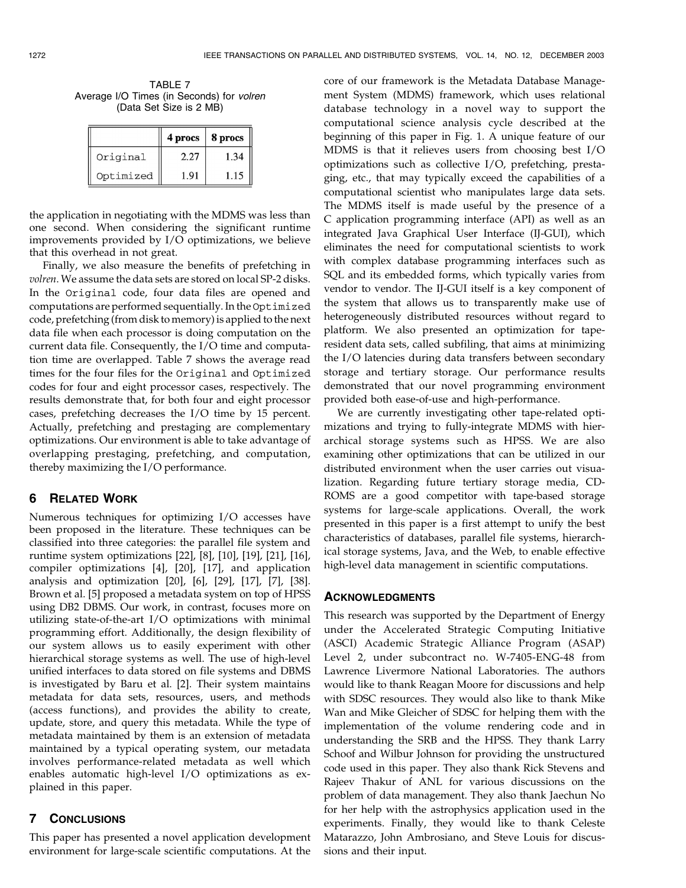TABLE 7
Average I/O Times (in Seconds) for *volren* (Data Set Size is 2 MB)

| | 4 procs | 8 procs |
|---|---|---|
| Original | 2.27 | 1.34 |
| Optimized | 1.91 | 1.15 |

the application in negotiating with the MDMS was less than one second. When considering the significant runtime improvements provided by I/O optimizations, we believe that this overhead in not great.

Finally, we also measure the benefits of prefetching in *volren*. We assume the data sets are stored on local SP-2 disks. In the `Original` code, four data files are opened and computations are performed sequentially. In the `Optimized` code, prefetching (from disk to memory) is applied to the next data file when each processor is doing computation on the current data file. Consequently, the I/O time and computation time are overlapped. Table 7 shows the average read times for the four files for the `Original` and `Optimized` codes for four and eight processor cases, respectively. The results demonstrate that, for both four and eight processor cases, prefetching decreases the I/O time by 15 percent. Actually, prefetching and prestaging are complementary optimizations. Our environment is able to take advantage of overlapping prestaging, prefetching, and computation, thereby maximizing the I/O performance.

## 6 Related Work

Numerous techniques for optimizing I/O accesses have been proposed in the literature. These techniques can be classified into three categories: the parallel file system and runtime system optimizations [22], [8], [10], [19], [21], [16], compiler optimizations [4], [20], [17], and application analysis and optimization [20], [6], [29], [17], [7], [38]. Brown et al. [5] proposed a metadata system on top of HPSS using DB2 DBMS. Our work, in contrast, focuses more on utilizing state-of-the-art I/O optimizations with minimal programming effort. Additionally, the design flexibility of our system allows us to easily experiment with other hierarchical storage systems as well. The use of high-level unified interfaces to data stored on file systems and DBMS is investigated by Baru et al. [2]. Their system maintains metadata for data sets, resources, users, and methods (access functions), and provides the ability to create, update, store, and query this metadata. While the type of metadata maintained by them is an extension of metadata maintained by a typical operating system, our metadata involves performance-related metadata as well which enables automatic high-level I/O optimizations as explained in this paper.

## 7 Conclusions

This paper has presented a novel application development environment for large-scale scientific computations. At the core of our framework is the Metadata Database Management System (MDMS) framework, which uses relational database technology in a novel way to support the computational science analysis cycle described at the beginning of this paper in Fig. 1. A unique feature of our MDMS is that it relieves users from choosing best I/O optimizations such as collective I/O, prefetching, prestaging, etc., that may typically exceed the capabilities of a computational scientist who manipulates large data sets. The MDMS itself is made useful by the presence of a C application programming interface (API) as well as an integrated Java Graphical User Interface (IJ-GUI), which eliminates the need for computational scientists to work with complex database programming interfaces such as SQL and its embedded forms, which typically varies from vendor to vendor. The IJ-GUI itself is a key component of the system that allows us to transparently make use of heterogeneously distributed resources without regard to platform. We also presented an optimization for tape-resident data sets, called subfiling, that aims at minimizing the I/O latencies during data transfers between secondary storage and tertiary storage. Our performance results demonstrated that our novel programming environment provided both ease-of-use and high-performance.

We are currently investigating other tape-related optimizations and trying to fully-integrate MDMS with hierarchical storage systems such as HPSS. We are also examining other optimizations that can be utilized in our distributed environment when the user carries out visualization. Regarding future tertiary storage media, CD-ROMS are a good competitor with tape-based storage systems for large-scale applications. Overall, the work presented in this paper is a first attempt to unify the best characteristics of databases, parallel file systems, hierarchical storage systems, Java, and the Web, to enable effective high-level data management in scientific computations.

## Acknowledgments

This research was supported by the Department of Energy under the Accelerated Strategic Computing Initiative (ASCI) Academic Strategic Alliance Program (ASAP) Level 2, under subcontract no. W-7405-ENG-48 from Lawrence Livermore National Laboratories. The authors would like to thank Reagan Moore for discussions and help with SDSC resources. They would also like to thank Mike Wan and Mike Gleicher of SDSC for helping them with the implementation of the volume rendering code and in understanding the SRB and the HPSS. They thank Larry Schoof and Wilbur Johnson for providing the unstructured code used in this paper. They also thank Rick Stevens and Rajeev Thakur of ANL for various discussions on the problem of data management. They also thank Jaechun No for her help with the astrophysics application used in the experiments. Finally, they would like to thank Celeste Matarazzo, John Ambrosiano, and Steve Louis for discussions and their input.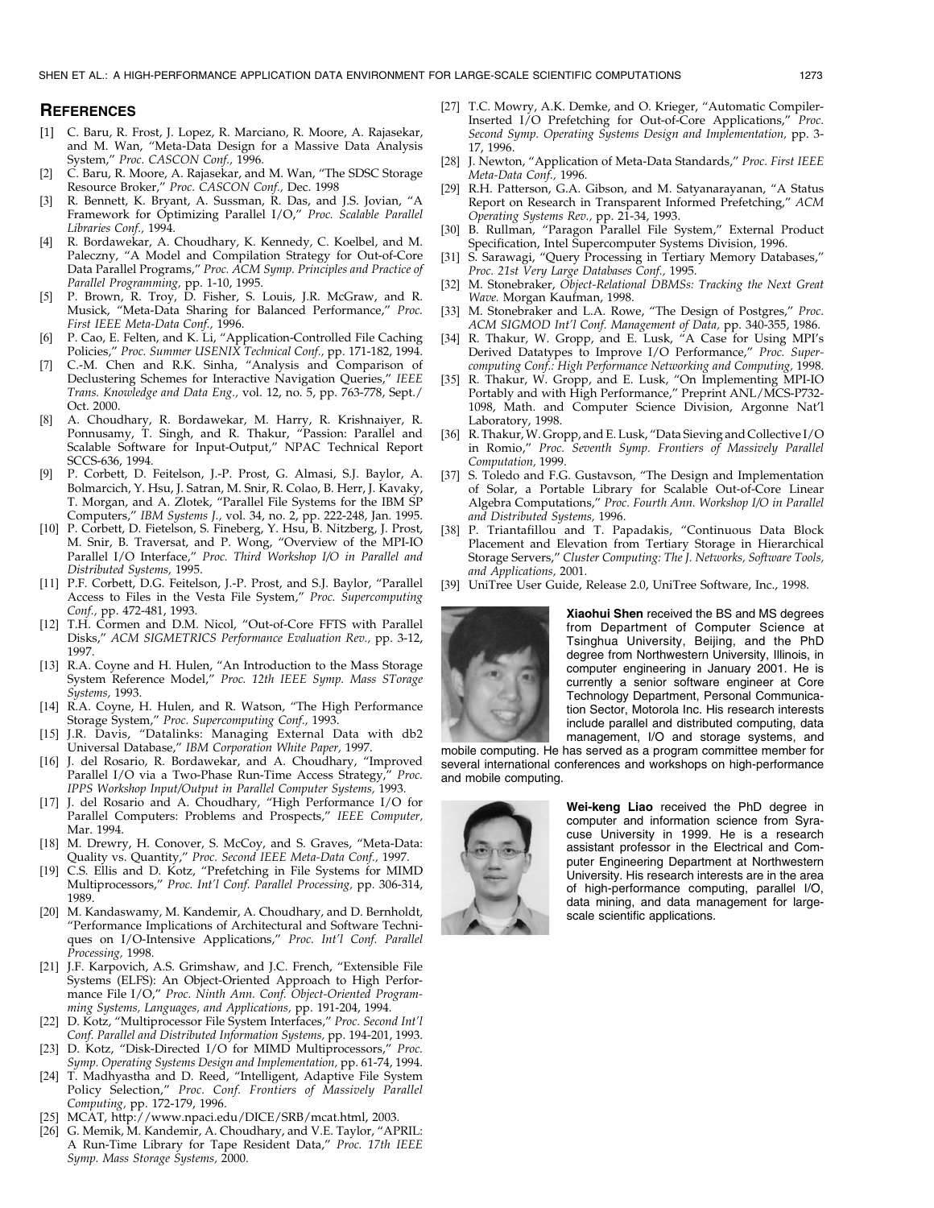## REFERENCES

[1] C. Baru, R. Frost, J. Lopez, R. Marciano, R. Moore, A. Rajasekar, and M. Wan, "Meta-Data Design for a Massive Data Analysis System," *Proc. CASCON Conf.,* 1996.

[2] C. Baru, R. Moore, A. Rajasekar, and M. Wan, "The SDSC Storage Resource Broker," *Proc. CASCON Conf.,* Dec. 1998

[3] R. Bennett, K. Bryant, A. Sussman, R. Das, and J.S. Jovian, "A Framework for Optimizing Parallel I/O," *Proc. Scalable Parallel Libraries Conf.,* 1994.

[4] R. Bordawekar, A. Choudhary, K. Kennedy, C. Koelbel, and M. Paleczny, "A Model and Compilation Strategy for Out-of-Core Data Parallel Programs," *Proc. ACM Symp. Principles and Practice of Parallel Programming,* pp. 1-10, 1995.

[5] P. Brown, R. Troy, D. Fisher, S. Louis, J.R. McGraw, and R. Musick, "Meta-Data Sharing for Balanced Performance," *Proc. First IEEE Meta-Data Conf.,* 1996.

[6] P. Cao, E. Felten, and K. Li, "Application-Controlled File Caching Policies," *Proc. Summer USENIX Technical Conf.,* pp. 171-182, 1994.

[7] C.-M. Chen and R.K. Sinha, "Analysis and Comparison of Declustering Schemes for Interactive Navigation Queries," *IEEE Trans. Knowledge and Data Eng.,* vol. 12, no. 5, pp. 763-778, Sept./Oct. 2000.

[8] A. Choudhary, R. Bordawekar, M. Harry, R. Krishnaiyer, R. Ponnusamy, T. Singh, and R. Thakur, "Passion: Parallel and Scalable Software for Input-Output," NPAC Technical Report SCCS-636, 1994.

[9] P. Corbett, D. Feitelson, J.-P. Prost, G. Almasi, S.J. Baylor, A. Bolmarcich, Y. Hsu, J. Satran, M. Snir, R. Colao, B. Herr, J. Kavaky, T. Morgan, and A. Zlotek, "Parallel File Systems for the IBM SP Computers," *IBM Systems J.,* vol. 34, no. 2, pp. 222-248, Jan. 1995.

[10] P. Corbett, D. Fietelson, S. Fineberg, Y. Hsu, B. Nitzberg, J. Prost, M. Snir, B. Traversat, and P. Wong, "Overview of the MPI-IO Parallel I/O Interface," *Proc. Third Workshop I/O in Parallel and Distributed Systems,* 1995.

[11] P.F. Corbett, D.G. Feitelson, J.-P. Prost, and S.J. Baylor, "Parallel Access to Files in the Vesta File System," *Proc. Supercomputing Conf.,* pp. 472-481, 1993.

[12] T.H. Cormen and D.M. Nicol, "Out-of-Core FFTS with Parallel Disks," *ACM SIGMETRICS Performance Evaluation Rev.,* pp. 3-12, 1997.

[13] R.A. Coyne and H. Hulen, "An Introduction to the Mass Storage System Reference Model," *Proc. 12th IEEE Symp. Mass STorage Systems,* 1993.

[14] R.A. Coyne, H. Hulen, and R. Watson, "The High Performance Storage System," *Proc. Supercomputing Conf.,* 1993.

[15] J.R. Davis, "Datalinks: Managing External Data with db2 Universal Database," *IBM Corporation White Paper,* 1997.

[16] J. del Rosario, R. Bordawekar, and A. Choudhary, "Improved Parallel I/O via a Two-Phase Run-Time Access Strategy," *Proc. IPPS Workshop Input/Output in Parallel Computer Systems,* 1993.

[17] J. del Rosario and A. Choudhary, "High Performance I/O for Parallel Computers: Problems and Prospects," *IEEE Computer,* Mar. 1994.

[18] M. Drewry, H. Conover, S. McCoy, and S. Graves, "Meta-Data: Quality vs. Quantity," *Proc. Second IEEE Meta-Data Conf.,* 1997.

[19] C.S. Ellis and D. Kotz, "Prefetching in File Systems for MIMD Multiprocessors," *Proc. Int'l Conf. Parallel Processing,* pp. 306-314, 1989.

[20] M. Kandaswamy, M. Kandemir, A. Choudhary, and D. Bernholdt, "Performance Implications of Architectural and Software Techniques on I/O-Intensive Applications," *Proc. Int'l Conf. Parallel Processing,* 1998.

[21] J.F. Karpovich, A.S. Grimshaw, and J.C. French, "Extensible File Systems (ELFS): An Object-Oriented Approach to High Performance File I/O," *Proc. Ninth Ann. Conf. Object-Oriented Programming Systems, Languages, and Applications,* pp. 191-204, 1994.

[22] D. Kotz, "Multiprocessor File System Interfaces," *Proc. Second Int'l Conf. Parallel and Distributed Information Systems,* pp. 194-201, 1993.

[23] D. Kotz, "Disk-Directed I/O for MIMD Multiprocessors," *Proc. Symp. Operating Systems Design and Implementation,* pp. 61-74, 1994.

[24] T. Madhyastha and D. Reed, "Intelligent, Adaptive File System Policy Selection," *Proc. Conf. Frontiers of Massively Parallel Computing,* pp. 172-179, 1996.

[25] MCAT, http://www.npaci.edu/DICE/SRB/mcat.html, 2003.

[26] G. Memik, M. Kandemir, A. Choudhary, and V.E. Taylor, "APRIL: A Run-Time Library for Tape Resident Data," *Proc. 17th IEEE Symp. Mass Storage Systems,* 2000.

[27] T.C. Mowry, A.K. Demke, and O. Krieger, "Automatic Compiler-Inserted I/O Prefetching for Out-of-Core Applications," *Proc. Second Symp. Operating Systems Design and Implementation,* pp. 3-17, 1996.

[28] J. Newton, "Application of Meta-Data Standards," *Proc. First IEEE Meta-Data Conf.,* 1996.

[29] R.H. Patterson, G.A. Gibson, and M. Satyanarayanan, "A Status Report on Research in Transparent Informed Prefetching," *ACM Operating Systems Rev.,* pp. 21-34, 1993.

[30] B. Rullman, "Paragon Parallel File System," External Product Specification, Intel Supercomputer Systems Division, 1996.

[31] S. Sarawagi, "Query Processing in Tertiary Memory Databases," *Proc. 21st Very Large Databases Conf.,* 1995.

[32] M. Stonebraker, *Object-Relational DBMSs: Tracking the Next Great Wave.* Morgan Kaufman, 1998.

[33] M. Stonebraker and L.A. Rowe, "The Design of Postgres," *Proc. ACM SIGMOD Int'l Conf. Management of Data,* pp. 340-355, 1986.

[34] R. Thakur, W. Gropp, and E. Lusk, "A Case for Using MPI's Derived Datatypes to Improve I/O Performance," *Proc. Supercomputing Conf.: High Performance Networking and Computing,* 1998.

[35] R. Thakur, W. Gropp, and E. Lusk, "On Implementing MPI-IO Portably and with High Performance," Preprint ANL/MCS-P732-1098, Math. and Computer Science Division, Argonne Nat'l Laboratory, 1998.

[36] R. Thakur, W. Gropp, and E. Lusk, "Data Sieving and Collective I/O in Romio," *Proc. Seventh Symp. Frontiers of Massively Parallel Computation,* 1999.

[37] S. Toledo and F.G. Gustavson, "The Design and Implementation of Solar, a Portable Library for Scalable Out-of-Core Linear Algebra Computations," *Proc. Fourth Ann. Workshop I/O in Parallel and Distributed Systems,* 1996.

[38] P. Triantafillou and T. Papadakis, "Continuous Data Block Placement and Elevation from Tertiary Storage in Hierarchical Storage Servers," *Cluster Computing: The J. Networks, Software Tools, and Applications,* 2001.

[39] UniTree User Guide, Release 2.0, UniTree Software, Inc., 1998.

**Xiaohui Shen** received the BS and MS degrees from Department of Computer Science at Tsinghua University, Beijing, and the PhD degree from Northwestern University, Illinois, in computer engineering in January 2001. He is currently a senior software engineer at Core Technology Department, Personal Communication Sector, Motorola Inc. His research interests include parallel and distributed computing, data management, I/O and storage systems, and mobile computing. He has served as a program committee member for several international conferences and workshops on high-performance and mobile computing.

**Wei-keng Liao** received the PhD degree in computer and information science from Syracuse University in 1999. He is a research assistant professor in the Electrical and Computer Engineering Department at Northwestern University. His research interests are in the area of high-performance computing, parallel I/O, data mining, and data management for large-scale scientific applications.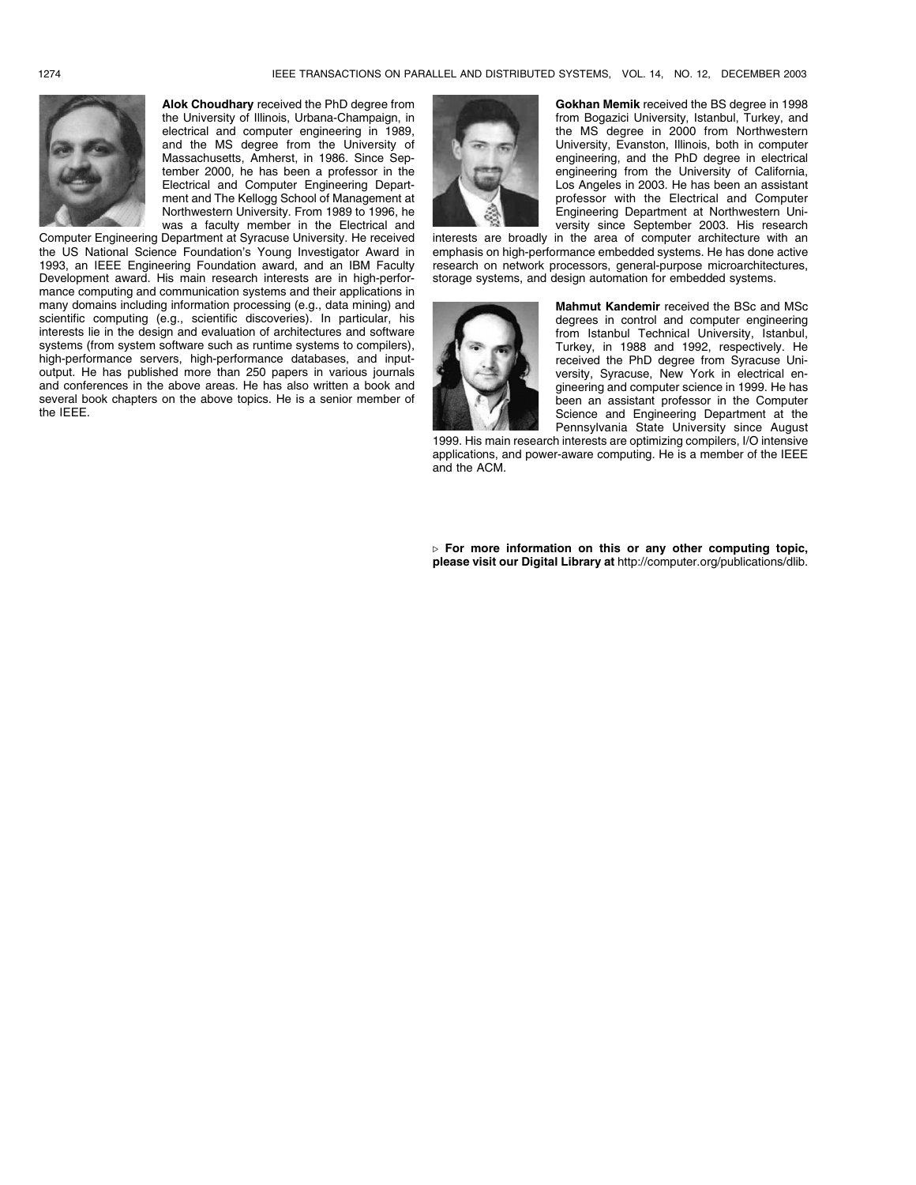**Alok Choudhary** received the PhD degree from the University of Illinois, Urbana-Champaign, in electrical and computer engineering in 1989, and the MS degree from the University of Massachusetts, Amherst, in 1986. Since September 2000, he has been a professor in the Electrical and Computer Engineering Department and The Kellogg School of Management at Northwestern University. From 1989 to 1996, he was a faculty member in the Electrical and Computer Engineering Department at Syracuse University. He received the US National Science Foundation's Young Investigator Award in 1993, an IEEE Engineering Foundation award, and an IBM Faculty Development award. His main research interests are in high-performance computing and communication systems and their applications in many domains including information processing (e.g., data mining) and scientific computing (e.g., scientific discoveries). In particular, his interests lie in the design and evaluation of architectures and software systems (from system software such as runtime systems to compilers), high-performance servers, high-performance databases, and input-output. He has published more than 250 papers in various journals and conferences in the above areas. He has also written a book and several book chapters on the above topics. He is a senior member of the IEEE.

**Gokhan Memik** received the BS degree in 1998 from Bogazici University, Istanbul, Turkey, and the MS degree in 2000 from Northwestern University, Evanston, Illinois, both in computer engineering, and the PhD degree in electrical engineering from the University of California, Los Angeles in 2003. He has been an assistant professor with the Electrical and Computer Engineering Department at Northwestern University since September 2003. His research interests are broadly in the area of computer architecture with an emphasis on high-performance embedded systems. He has done active research on network processors, general-purpose microarchitectures, storage systems, and design automation for embedded systems.

**Mahmut Kandemir** received the BSc and MSc degrees in control and computer engineering from Istanbul Technical University, Istanbul, Turkey, in 1988 and 1992, respectively. He received the PhD degree from Syracuse University, Syracuse, New York in electrical engineering and computer science in 1999. He has been an assistant professor in the Computer Science and Engineering Department at the Pennsylvania State University since August 1999. His main research interests are optimizing compilers, I/O intensive applications, and power-aware computing. He is a member of the IEEE and the ACM.

▷ **For more information on this or any other computing topic, please visit our Digital Library at** http://computer.org/publications/dlib.